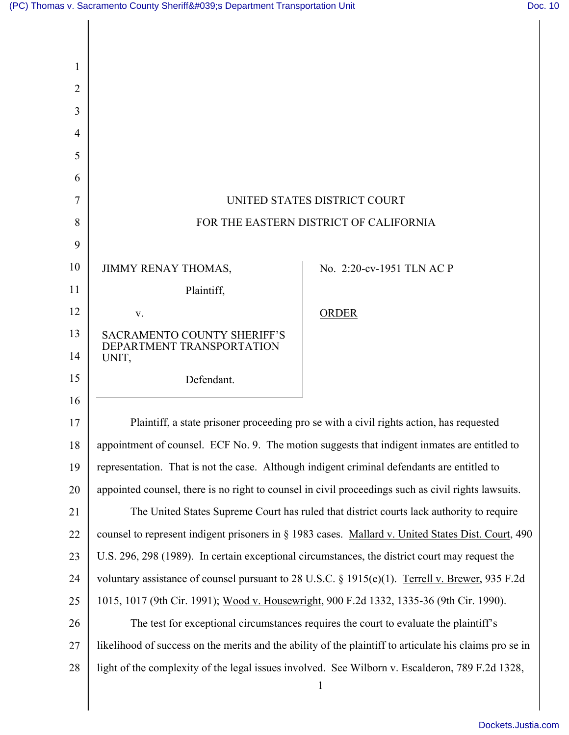UNITED STATES DISTRICT COURT

FOR THE EASTERN DISTRICT OF CALIFORNIA

JIMMY RENAY THOMAS,

Plaintiff,

v.

SACRAMENTO COUNTY SHERIFF'S DEPARTMENT TRANSPORTATION UNIT,

Defendant.

No. 2:20-cv-1951 TLN AC P

ORDER

Plaintiff, a state prisoner proceeding pro se with a civil rights action, has requested appointment of counsel. ECF No. 9. The motion suggests that indigent inmates are entitled to representation. That is not the case. Although indigent criminal defendants are entitled to appointed counsel, there is no right to counsel in civil proceedings such as civil rights lawsuits.

The United States Supreme Court has ruled that district courts lack authority to require counsel to represent indigent prisoners in § 1983 cases. Mallard v. United States Dist. Court, 490 U.S. 296, 298 (1989). In certain exceptional circumstances, the district court may request the voluntary assistance of counsel pursuant to 28 U.S.C. § 1915(e)(1). Terrell v. Brewer, 935 F.2d 1015, 1017 (9th Cir. 1991); Wood v. Housewright, 900 F.2d 1332, 1335-36 (9th Cir. 1990).

The test for exceptional circumstances requires the court to evaluate the plaintiff's likelihood of success on the merits and the ability of the plaintiff to articulate his claims pro se in light of the complexity of the legal issues involved. See Wilborn v. Escalderon, 789 F.2d 1328,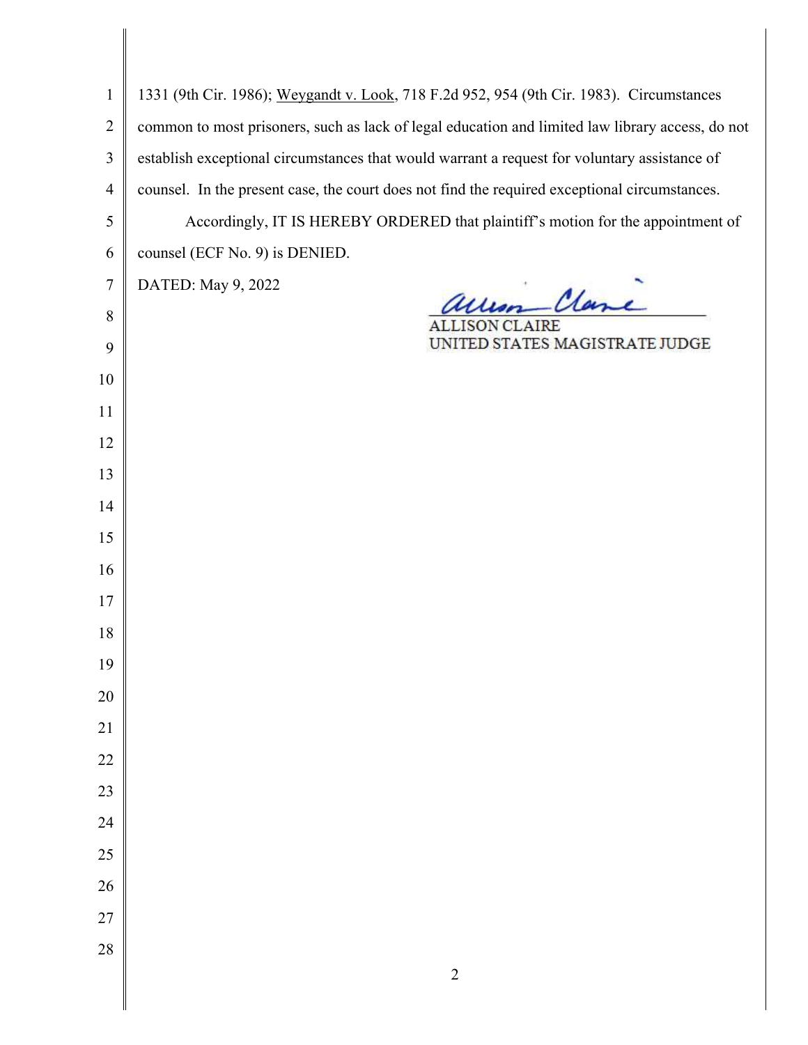1331 (9th Cir. 1986); Weygandt v. Look, 718 F.2d 952, 954 (9th Cir. 1983). Circumstances common to most prisoners, such as lack of legal education and limited law library access, do not establish exceptional circumstances that would warrant a request for voluntary assistance of counsel. In the present case, the court does not find the required exceptional circumstances.

Accordingly, IT IS HEREBY ORDERED that plaintiff's motion for the appointment of counsel (ECF No. 9) is DENIED.

DATED: May 9, 2022

ALLISON CLAIRE
UNITED STATES MAGISTRATE JUDGE